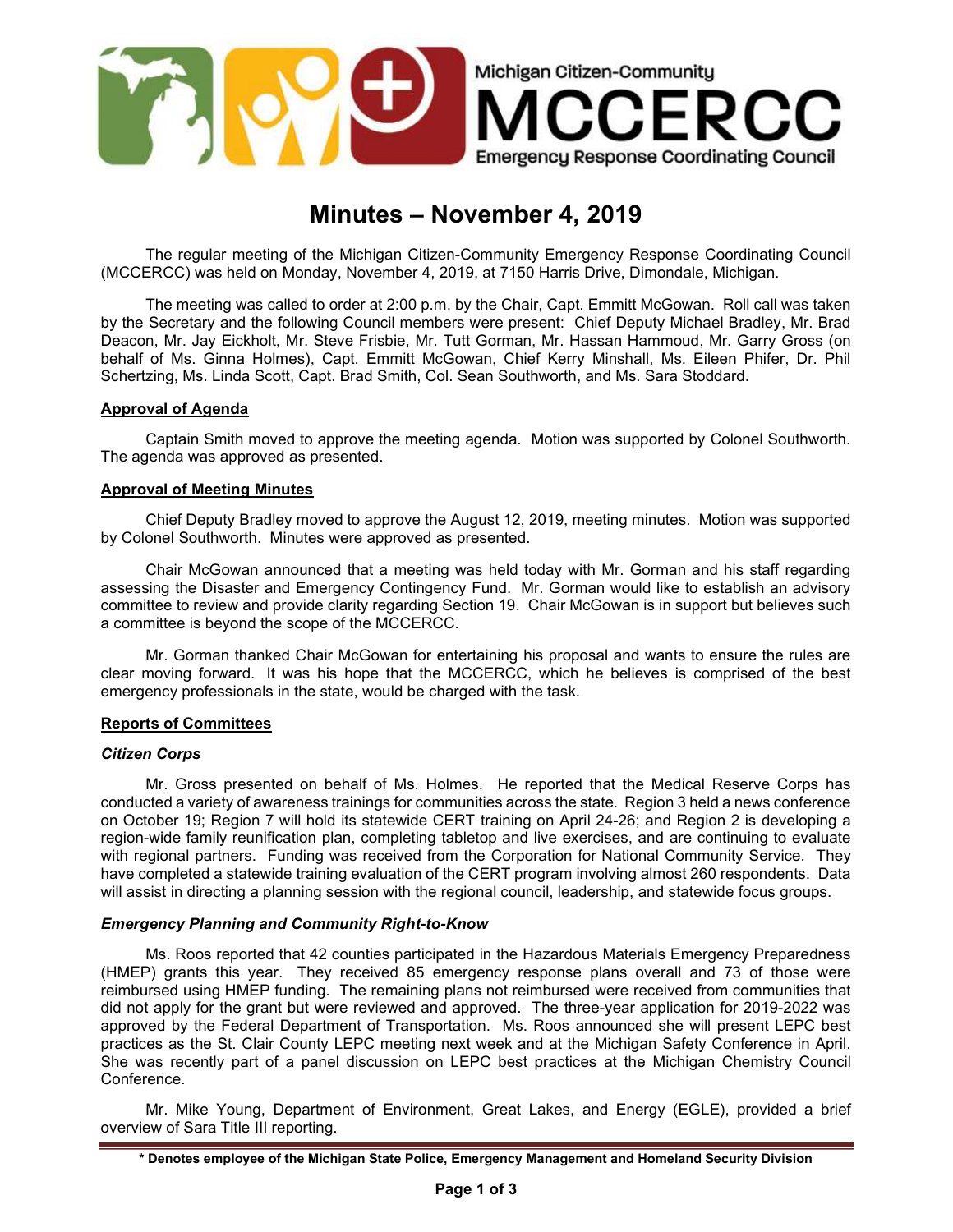Michigan Citizen-Community

# MCCERCC

Emergency Response Coordinating Council

## Minutes – November 4, 2019

The regular meeting of the Michigan Citizen-Community Emergency Response Coordinating Council (MCCERCC) was held on Monday, November 4, 2019, at 7150 Harris Drive, Dimondale, Michigan.

The meeting was called to order at 2:00 p.m. by the Chair, Capt. Emmitt McGowan. Roll call was taken by the Secretary and the following Council members were present: Chief Deputy Michael Bradley, Mr. Brad Deacon, Mr. Jay Eickholt, Mr. Steve Frisbie, Mr. Tutt Gorman, Mr. Hassan Hammoud, Mr. Garry Gross (on behalf of Ms. Ginna Holmes), Capt. Emmitt McGowan, Chief Kerry Minshall, Ms. Eileen Phifer, Dr. Phil Schertzing, Ms. Linda Scott, Capt. Brad Smith, Col. Sean Southworth, and Ms. Sara Stoddard.

### Approval of Agenda

Captain Smith moved to approve the meeting agenda. Motion was supported by Colonel Southworth. The agenda was approved as presented.

### Approval of Meeting Minutes

Chief Deputy Bradley moved to approve the August 12, 2019, meeting minutes. Motion was supported by Colonel Southworth. Minutes were approved as presented.

Chair McGowan announced that a meeting was held today with Mr. Gorman and his staff regarding assessing the Disaster and Emergency Contingency Fund. Mr. Gorman would like to establish an advisory committee to review and provide clarity regarding Section 19. Chair McGowan is in support but believes such a committee is beyond the scope of the MCCERCC.

Mr. Gorman thanked Chair McGowan for entertaining his proposal and wants to ensure the rules are clear moving forward. It was his hope that the MCCERCC, which he believes is comprised of the best emergency professionals in the state, would be charged with the task.

### Reports of Committees

#### *Citizen Corps*

Mr. Gross presented on behalf of Ms. Holmes. He reported that the Medical Reserve Corps has conducted a variety of awareness trainings for communities across the state. Region 3 held a news conference on October 19; Region 7 will hold its statewide CERT training on April 24-26; and Region 2 is developing a region-wide family reunification plan, completing tabletop and live exercises, and are continuing to evaluate with regional partners. Funding was received from the Corporation for National Community Service. They have completed a statewide training evaluation of the CERT program involving almost 260 respondents. Data will assist in directing a planning session with the regional council, leadership, and statewide focus groups.

#### *Emergency Planning and Community Right-to-Know*

Ms. Roos reported that 42 counties participated in the Hazardous Materials Emergency Preparedness (HMEP) grants this year. They received 85 emergency response plans overall and 73 of those were reimbursed using HMEP funding. The remaining plans not reimbursed were received from communities that did not apply for the grant but were reviewed and approved. The three-year application for 2019-2022 was approved by the Federal Department of Transportation. Ms. Roos announced she will present LEPC best practices as the St. Clair County LEPC meeting next week and at the Michigan Safety Conference in April. She was recently part of a panel discussion on LEPC best practices at the Michigan Chemistry Council Conference.

Mr. Mike Young, Department of Environment, Great Lakes, and Energy (EGLE), provided a brief overview of Sara Title III reporting.

**\* Denotes employee of the Michigan State Police, Emergency Management and Homeland Security Division**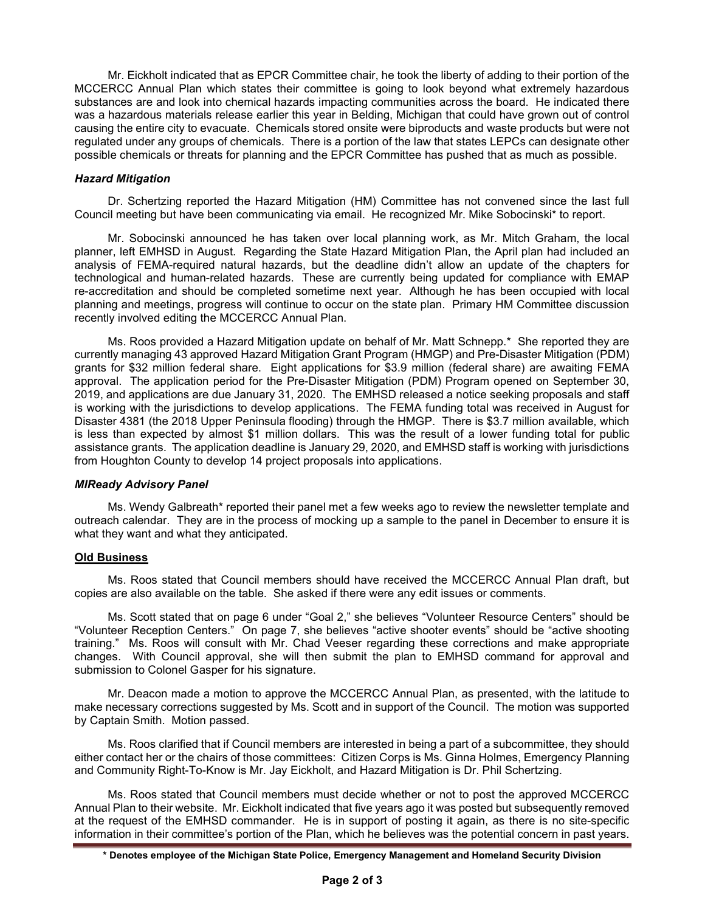Mr. Eickholt indicated that as EPCR Committee chair, he took the liberty of adding to their portion of the MCCERCC Annual Plan which states their committee is going to look beyond what extremely hazardous substances are and look into chemical hazards impacting communities across the board. He indicated there was a hazardous materials release earlier this year in Belding, Michigan that could have grown out of control causing the entire city to evacuate. Chemicals stored onsite were biproducts and waste products but were not regulated under any groups of chemicals. There is a portion of the law that states LEPCs can designate other possible chemicals or threats for planning and the EPCR Committee has pushed that as much as possible.

### *Hazard Mitigation*

Dr. Schertzing reported the Hazard Mitigation (HM) Committee has not convened since the last full Council meeting but have been communicating via email. He recognized Mr. Mike Sobocinski* to report.

Mr. Sobocinski announced he has taken over local planning work, as Mr. Mitch Graham, the local planner, left EMHSD in August. Regarding the State Hazard Mitigation Plan, the April plan had included an analysis of FEMA-required natural hazards, but the deadline didn't allow an update of the chapters for technological and human-related hazards. These are currently being updated for compliance with EMAP re-accreditation and should be completed sometime next year. Although he has been occupied with local planning and meetings, progress will continue to occur on the state plan. Primary HM Committee discussion recently involved editing the MCCERCC Annual Plan.

Ms. Roos provided a Hazard Mitigation update on behalf of Mr. Matt Schnepp.* She reported they are currently managing 43 approved Hazard Mitigation Grant Program (HMGP) and Pre-Disaster Mitigation (PDM) grants for $32 million federal share. Eight applications for $3.9 million (federal share) are awaiting FEMA approval. The application period for the Pre-Disaster Mitigation (PDM) Program opened on September 30, 2019, and applications are due January 31, 2020. The EMHSD released a notice seeking proposals and staff is working with the jurisdictions to develop applications. The FEMA funding total was received in August for Disaster 4381 (the 2018 Upper Peninsula flooding) through the HMGP. There is $3.7 million available, which is less than expected by almost $1 million dollars. This was the result of a lower funding total for public assistance grants. The application deadline is January 29, 2020, and EMHSD staff is working with jurisdictions from Houghton County to develop 14 project proposals into applications.

### *MIReady Advisory Panel*

Ms. Wendy Galbreath* reported their panel met a few weeks ago to review the newsletter template and outreach calendar. They are in the process of mocking up a sample to the panel in December to ensure it is what they want and what they anticipated.

## **Old Business**

Ms. Roos stated that Council members should have received the MCCERCC Annual Plan draft, but copies are also available on the table. She asked if there were any edit issues or comments.

Ms. Scott stated that on page 6 under "Goal 2," she believes "Volunteer Resource Centers" should be "Volunteer Reception Centers." On page 7, she believes "active shooter events" should be "active shooting training." Ms. Roos will consult with Mr. Chad Veeser regarding these corrections and make appropriate changes. With Council approval, she will then submit the plan to EMHSD command for approval and submission to Colonel Gasper for his signature.

Mr. Deacon made a motion to approve the MCCERCC Annual Plan, as presented, with the latitude to make necessary corrections suggested by Ms. Scott and in support of the Council. The motion was supported by Captain Smith. Motion passed.

Ms. Roos clarified that if Council members are interested in being a part of a subcommittee, they should either contact her or the chairs of those committees: Citizen Corps is Ms. Ginna Holmes, Emergency Planning and Community Right-To-Know is Mr. Jay Eickholt, and Hazard Mitigation is Dr. Phil Schertzing.

Ms. Roos stated that Council members must decide whether or not to post the approved MCCERCC Annual Plan to their website. Mr. Eickholt indicated that five years ago it was posted but subsequently removed at the request of the EMHSD commander. He is in support of posting it again, as there is no site-specific information in their committee's portion of the Plan, which he believes was the potential concern in past years.

**\* Denotes employee of the Michigan State Police, Emergency Management and Homeland Security Division**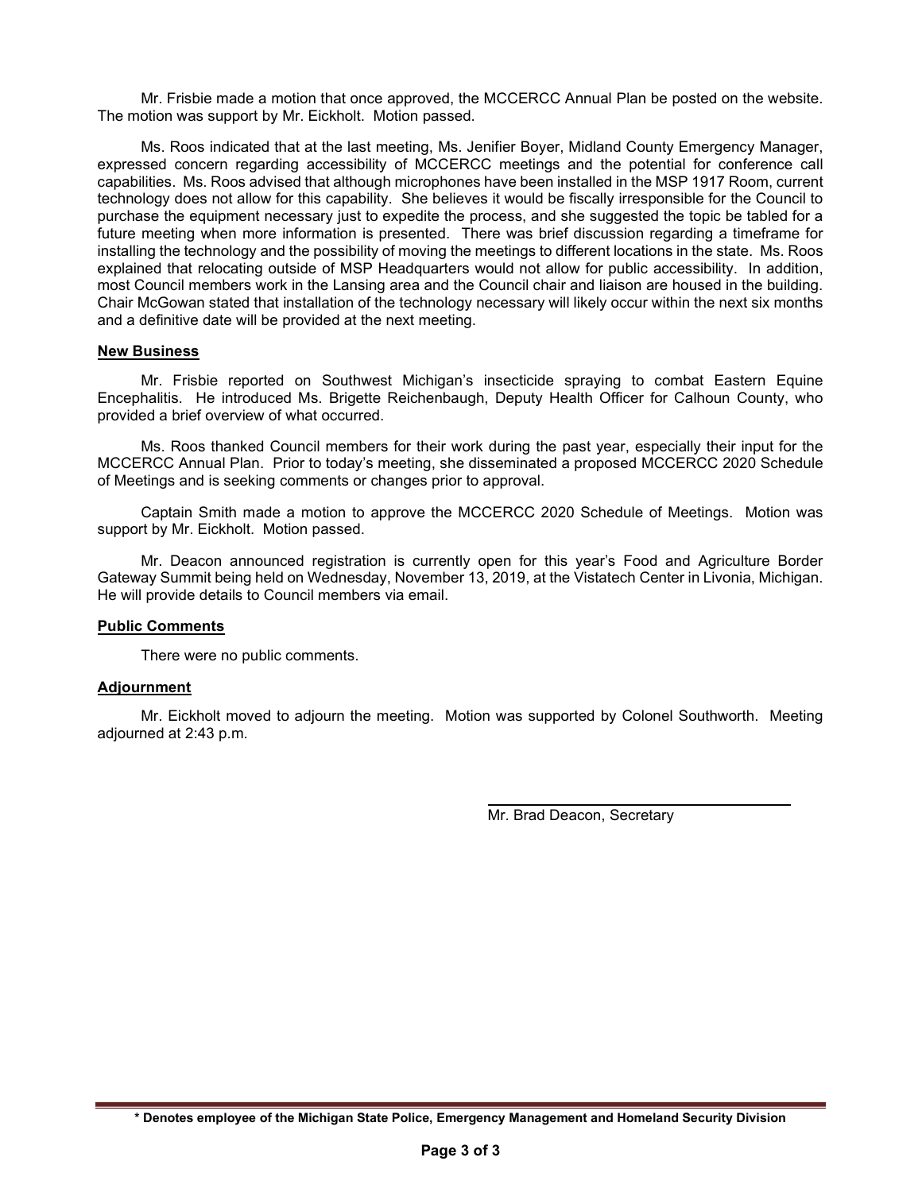Mr. Frisbie made a motion that once approved, the MCCERCC Annual Plan be posted on the website. The motion was support by Mr. Eickholt. Motion passed.

Ms. Roos indicated that at the last meeting, Ms. Jenifier Boyer, Midland County Emergency Manager, expressed concern regarding accessibility of MCCERCC meetings and the potential for conference call capabilities. Ms. Roos advised that although microphones have been installed in the MSP 1917 Room, current technology does not allow for this capability. She believes it would be fiscally irresponsible for the Council to purchase the equipment necessary just to expedite the process, and she suggested the topic be tabled for a future meeting when more information is presented. There was brief discussion regarding a timeframe for installing the technology and the possibility of moving the meetings to different locations in the state. Ms. Roos explained that relocating outside of MSP Headquarters would not allow for public accessibility. In addition, most Council members work in the Lansing area and the Council chair and liaison are housed in the building. Chair McGowan stated that installation of the technology necessary will likely occur within the next six months and a definitive date will be provided at the next meeting.

**New Business**

Mr. Frisbie reported on Southwest Michigan's insecticide spraying to combat Eastern Equine Encephalitis. He introduced Ms. Brigette Reichenbaugh, Deputy Health Officer for Calhoun County, who provided a brief overview of what occurred.

Ms. Roos thanked Council members for their work during the past year, especially their input for the MCCERCC Annual Plan. Prior to today's meeting, she disseminated a proposed MCCERCC 2020 Schedule of Meetings and is seeking comments or changes prior to approval.

Captain Smith made a motion to approve the MCCERCC 2020 Schedule of Meetings. Motion was support by Mr. Eickholt. Motion passed.

Mr. Deacon announced registration is currently open for this year's Food and Agriculture Border Gateway Summit being held on Wednesday, November 13, 2019, at the Vistatech Center in Livonia, Michigan. He will provide details to Council members via email.

**Public Comments**

There were no public comments.

**Adjournment**

Mr. Eickholt moved to adjourn the meeting. Motion was supported by Colonel Southworth. Meeting adjourned at 2:43 p.m.

Mr. Brad Deacon, Secretary

**\* Denotes employee of the Michigan State Police, Emergency Management and Homeland Security Division**